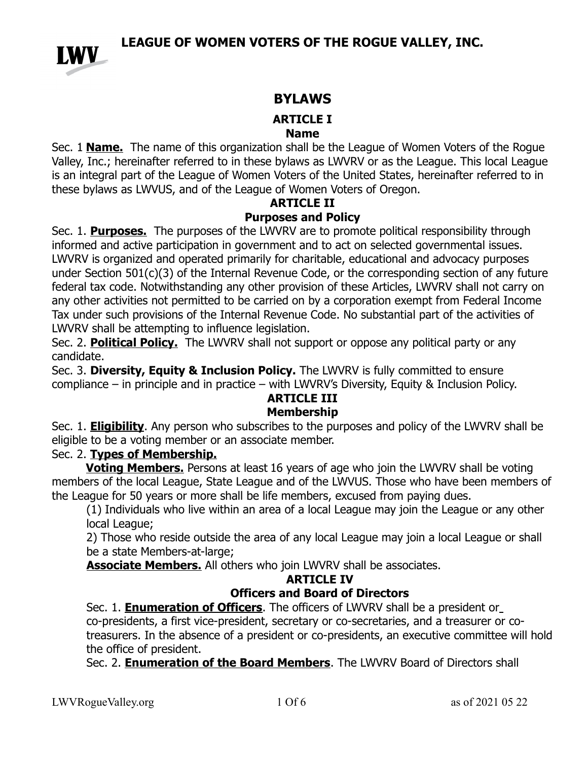# LEAGUE OF WOMEN VOTERS OF THE ROGUE VALLEY, INC.

## BYLAWS

### ARTICLE I
### Name

Sec. 1 **Name.** The name of this organization shall be the League of Women Voters of the Rogue Valley, Inc.; hereinafter referred to in these bylaws as LWVRV or as the League. This local League is an integral part of the League of Women Voters of the United States, hereinafter referred to in these bylaws as LWVUS, and of the League of Women Voters of Oregon.

### ARTICLE II
### Purposes and Policy

Sec. 1. **Purposes.** The purposes of the LWVRV are to promote political responsibility through informed and active participation in government and to act on selected governmental issues. LWVRV is organized and operated primarily for charitable, educational and advocacy purposes under Section 501(c)(3) of the Internal Revenue Code, or the corresponding section of any future federal tax code. Notwithstanding any other provision of these Articles, LWVRV shall not carry on any other activities not permitted to be carried on by a corporation exempt from Federal Income Tax under such provisions of the Internal Revenue Code. No substantial part of the activities of LWVRV shall be attempting to influence legislation.

Sec. 2. **Political Policy.** The LWVRV shall not support or oppose any political party or any candidate.

Sec. 3. **Diversity, Equity & Inclusion Policy.** The LWVRV is fully committed to ensure compliance – in principle and in practice – with LWVRV's Diversity, Equity & Inclusion Policy.

### ARTICLE III
### Membership

Sec. 1. **Eligibility**. Any person who subscribes to the purposes and policy of the LWVRV shall be eligible to be a voting member or an associate member.

Sec. 2. **Types of Membership.**

**Voting Members.** Persons at least 16 years of age who join the LWVRV shall be voting members of the local League, State League and of the LWVUS. Those who have been members of the League for 50 years or more shall be life members, excused from paying dues.

(1) Individuals who live within an area of a local League may join the League or any other local League;

2) Those who reside outside the area of any local League may join a local League or shall be a state Members-at-large;

**Associate Members.** All others who join LWVRV shall be associates.

### ARTICLE IV
### Officers and Board of Directors

Sec. 1. **Enumeration of Officers**. The officers of LWVRV shall be a president or co-presidents, a first vice-president, secretary or co-secretaries, and a treasurer or co-treasurers. In the absence of a president or co-presidents, an executive committee will hold the office of president.

Sec. 2. **Enumeration of the Board Members**. The LWVRV Board of Directors shall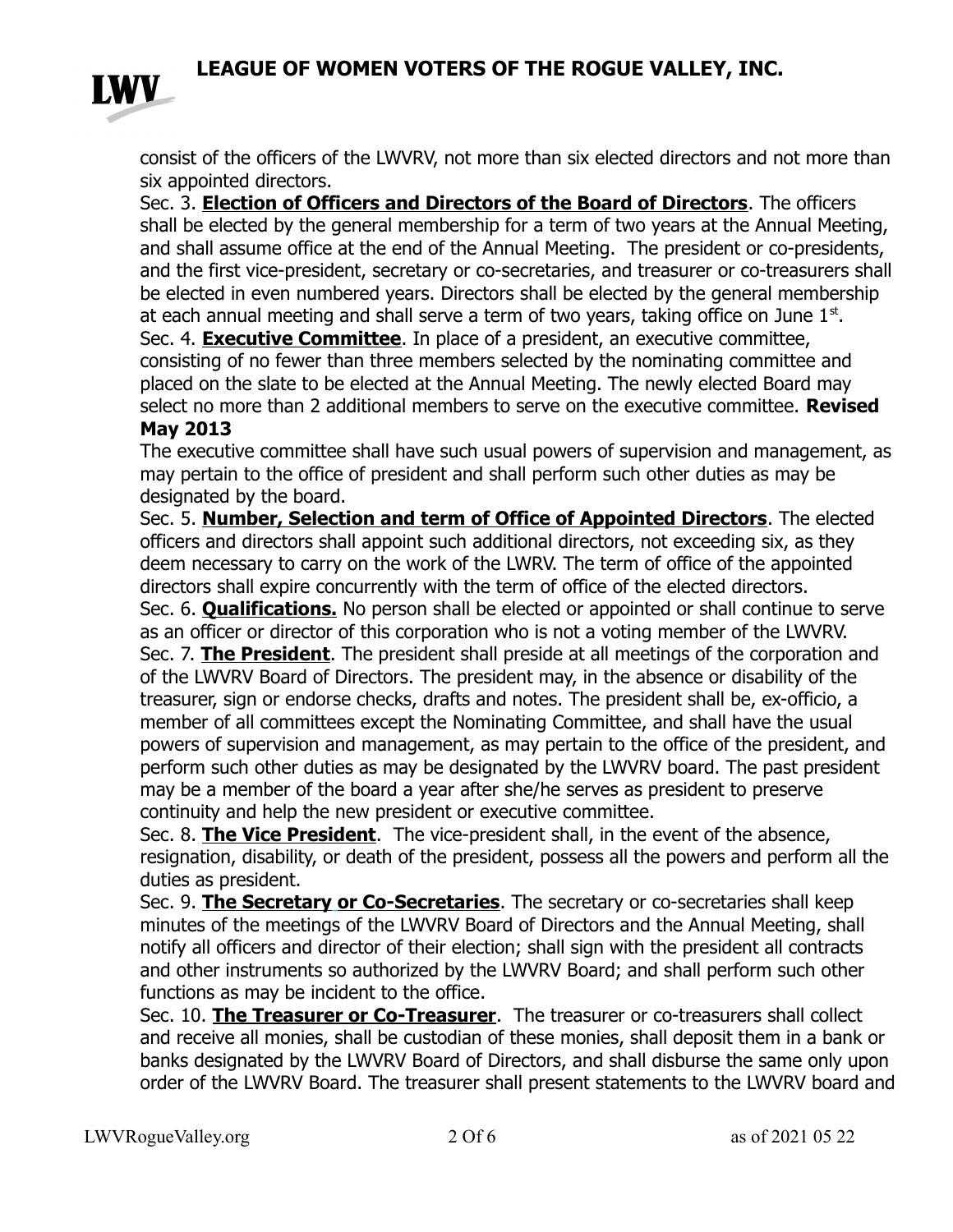consist of the officers of the LWVRV, not more than six elected directors and not more than six appointed directors.

Sec. 3. **Election of Officers and Directors of the Board of Directors**. The officers shall be elected by the general membership for a term of two years at the Annual Meeting, and shall assume office at the end of the Annual Meeting. The president or co-presidents, and the first vice-president, secretary or co-secretaries, and treasurer or co-treasurers shall be elected in even numbered years. Directors shall be elected by the general membership at each annual meeting and shall serve a term of two years, taking office on June 1st.

Sec. 4. **Executive Committee**. In place of a president, an executive committee, consisting of no fewer than three members selected by the nominating committee and placed on the slate to be elected at the Annual Meeting. The newly elected Board may select no more than 2 additional members to serve on the executive committee. **Revised May 2013**

The executive committee shall have such usual powers of supervision and management, as may pertain to the office of president and shall perform such other duties as may be designated by the board.

Sec. 5. **Number, Selection and term of Office of Appointed Directors**. The elected officers and directors shall appoint such additional directors, not exceeding six, as they deem necessary to carry on the work of the LWRV. The term of office of the appointed directors shall expire concurrently with the term of office of the elected directors.

Sec. 6. **Qualifications.** No person shall be elected or appointed or shall continue to serve as an officer or director of this corporation who is not a voting member of the LWVRV.

Sec. 7. **The President**. The president shall preside at all meetings of the corporation and of the LWVRV Board of Directors. The president may, in the absence or disability of the treasurer, sign or endorse checks, drafts and notes. The president shall be, ex-officio, a member of all committees except the Nominating Committee, and shall have the usual powers of supervision and management, as may pertain to the office of the president, and perform such other duties as may be designated by the LWVRV board. The past president may be a member of the board a year after she/he serves as president to preserve continuity and help the new president or executive committee.

Sec. 8. **The Vice President**. The vice-president shall, in the event of the absence, resignation, disability, or death of the president, possess all the powers and perform all the duties as president.

Sec. 9. **The Secretary or Co-Secretaries**. The secretary or co-secretaries shall keep minutes of the meetings of the LWVRV Board of Directors and the Annual Meeting, shall notify all officers and director of their election; shall sign with the president all contracts and other instruments so authorized by the LWVRV Board; and shall perform such other functions as may be incident to the office.

Sec. 10. **The Treasurer or Co-Treasurer**. The treasurer or co-treasurers shall collect and receive all monies, shall be custodian of these monies, shall deposit them in a bank or banks designated by the LWVRV Board of Directors, and shall disburse the same only upon order of the LWVRV Board. The treasurer shall present statements to the LWVRV board and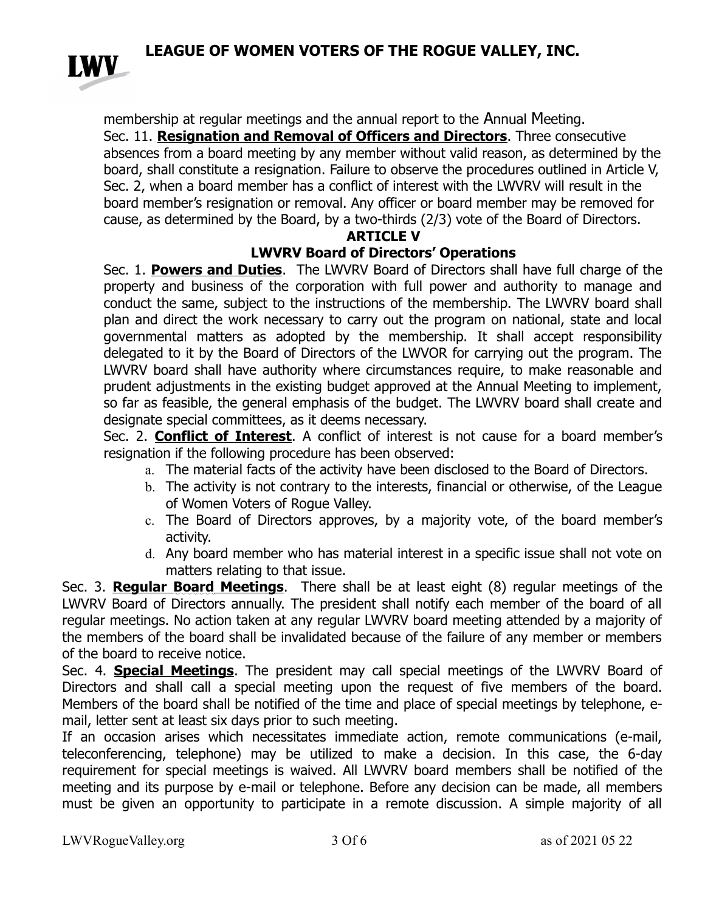membership at regular meetings and the annual report to the Annual Meeting.

Sec. 11. **Resignation and Removal of Officers and Directors**. Three consecutive absences from a board meeting by any member without valid reason, as determined by the board, shall constitute a resignation. Failure to observe the procedures outlined in Article V, Sec. 2, when a board member has a conflict of interest with the LWVRV will result in the board member's resignation or removal. Any officer or board member may be removed for cause, as determined by the Board, by a two-thirds (2/3) vote of the Board of Directors.

## ARTICLE V

## LWVRV Board of Directors' Operations

Sec. 1. **Powers and Duties**. The LWVRV Board of Directors shall have full charge of the property and business of the corporation with full power and authority to manage and conduct the same, subject to the instructions of the membership. The LWVRV board shall plan and direct the work necessary to carry out the program on national, state and local governmental matters as adopted by the membership. It shall accept responsibility delegated to it by the Board of Directors of the LWVOR for carrying out the program. The LWVRV board shall have authority where circumstances require, to make reasonable and prudent adjustments in the existing budget approved at the Annual Meeting to implement, so far as feasible, the general emphasis of the budget. The LWVRV board shall create and designate special committees, as it deems necessary.

Sec. 2. **Conflict of Interest**. A conflict of interest is not cause for a board member's resignation if the following procedure has been observed:

a. The material facts of the activity have been disclosed to the Board of Directors.
b. The activity is not contrary to the interests, financial or otherwise, of the League of Women Voters of Rogue Valley.
c. The Board of Directors approves, by a majority vote, of the board member's activity.
d. Any board member who has material interest in a specific issue shall not vote on matters relating to that issue.

Sec. 3. **Regular Board Meetings**. There shall be at least eight (8) regular meetings of the LWVRV Board of Directors annually. The president shall notify each member of the board of all regular meetings. No action taken at any regular LWVRV board meeting attended by a majority of the members of the board shall be invalidated because of the failure of any member or members of the board to receive notice.

Sec. 4. **Special Meetings**. The president may call special meetings of the LWVRV Board of Directors and shall call a special meeting upon the request of five members of the board. Members of the board shall be notified of the time and place of special meetings by telephone, e-mail, letter sent at least six days prior to such meeting.

If an occasion arises which necessitates immediate action, remote communications (e-mail, teleconferencing, telephone) may be utilized to make a decision. In this case, the 6-day requirement for special meetings is waived. All LWVRV board members shall be notified of the meeting and its purpose by e-mail or telephone. Before any decision can be made, all members must be given an opportunity to participate in a remote discussion. A simple majority of all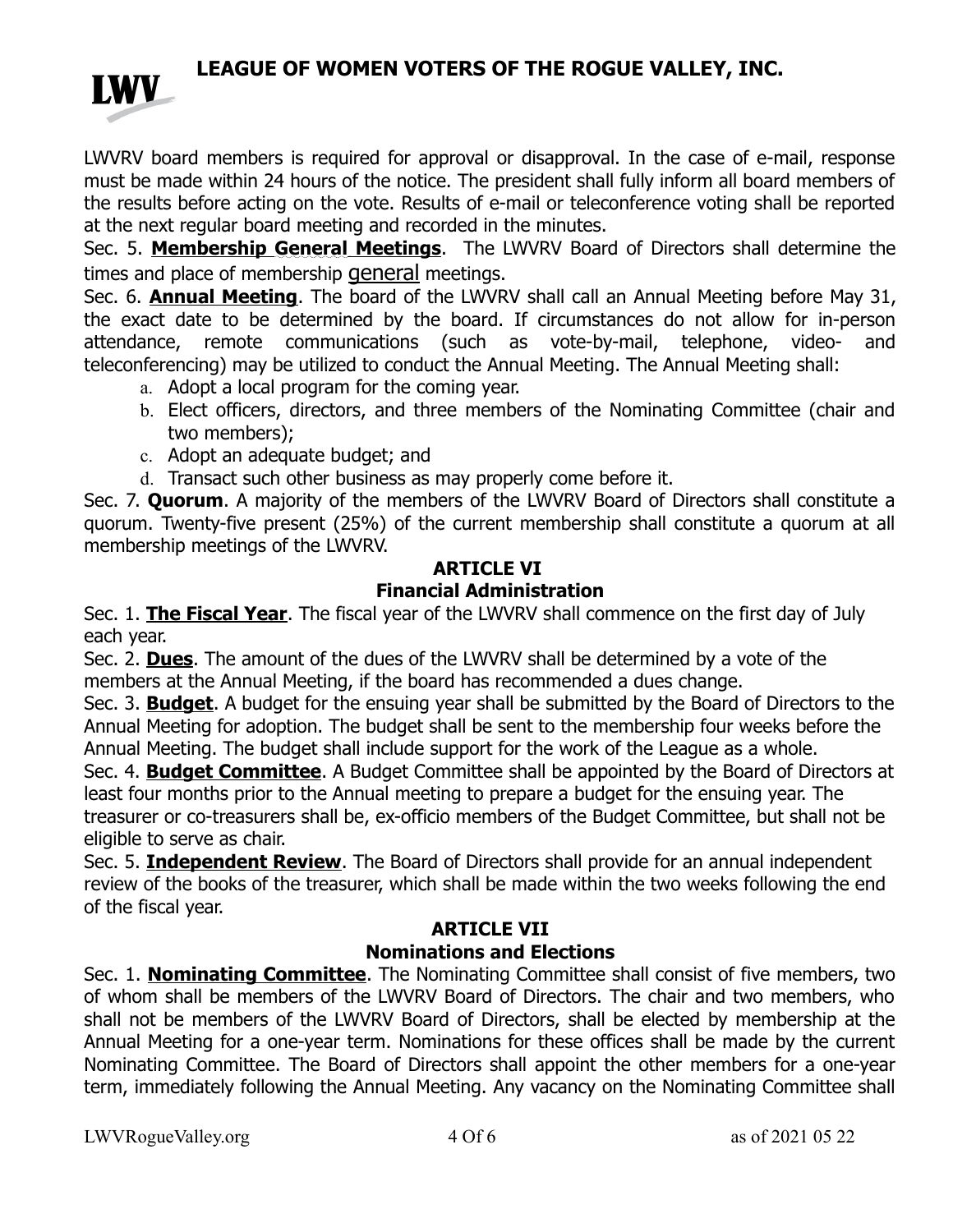LWVRV board members is required for approval or disapproval. In the case of e-mail, response must be made within 24 hours of the notice. The president shall fully inform all board members of the results before acting on the vote. Results of e-mail or teleconference voting shall be reported at the next regular board meeting and recorded in the minutes.

Sec. 5. **Membership General Meetings**. The LWVRV Board of Directors shall determine the times and place of membership general meetings.

Sec. 6. **Annual Meeting**. The board of the LWVRV shall call an Annual Meeting before May 31, the exact date to be determined by the board. If circumstances do not allow for in-person attendance, remote communications (such as vote-by-mail, telephone, video- and teleconferencing) may be utilized to conduct the Annual Meeting. The Annual Meeting shall:

a. Adopt a local program for the coming year.
b. Elect officers, directors, and three members of the Nominating Committee (chair and two members);
c. Adopt an adequate budget; and
d. Transact such other business as may properly come before it.

Sec. 7. **Quorum**. A majority of the members of the LWVRV Board of Directors shall constitute a quorum. Twenty-five present (25%) of the current membership shall constitute a quorum at all membership meetings of the LWVRV.

## ARTICLE VI
## Financial Administration

Sec. 1. **The Fiscal Year**. The fiscal year of the LWVRV shall commence on the first day of July each year.

Sec. 2. **Dues**. The amount of the dues of the LWVRV shall be determined by a vote of the members at the Annual Meeting, if the board has recommended a dues change.

Sec. 3. **Budget**. A budget for the ensuing year shall be submitted by the Board of Directors to the Annual Meeting for adoption. The budget shall be sent to the membership four weeks before the Annual Meeting. The budget shall include support for the work of the League as a whole.

Sec. 4. **Budget Committee**. A Budget Committee shall be appointed by the Board of Directors at least four months prior to the Annual meeting to prepare a budget for the ensuing year. The treasurer or co-treasurers shall be, ex-officio members of the Budget Committee, but shall not be eligible to serve as chair.

Sec. 5. **Independent Review**. The Board of Directors shall provide for an annual independent review of the books of the treasurer, which shall be made within the two weeks following the end of the fiscal year.

## ARTICLE VII
## Nominations and Elections

Sec. 1. **Nominating Committee**. The Nominating Committee shall consist of five members, two of whom shall be members of the LWVRV Board of Directors. The chair and two members, who shall not be members of the LWVRV Board of Directors, shall be elected by membership at the Annual Meeting for a one-year term. Nominations for these offices shall be made by the current Nominating Committee. The Board of Directors shall appoint the other members for a one-year term, immediately following the Annual Meeting. Any vacancy on the Nominating Committee shall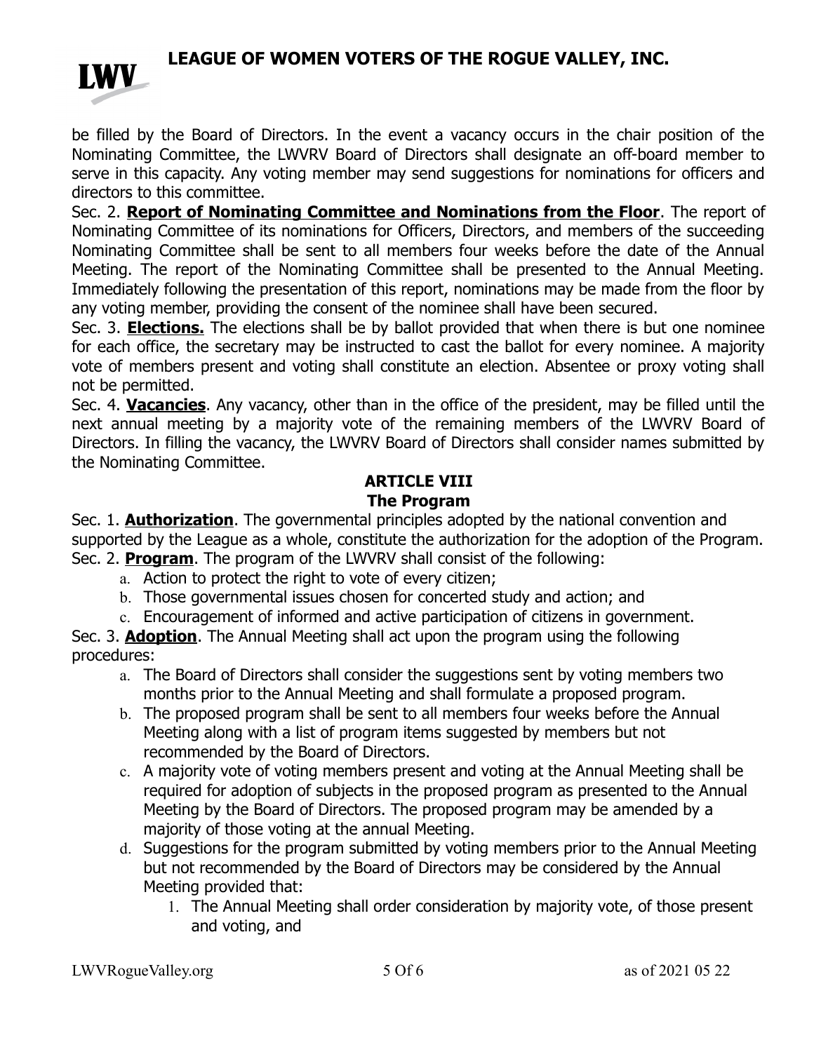be filled by the Board of Directors. In the event a vacancy occurs in the chair position of the Nominating Committee, the LWVRV Board of Directors shall designate an off-board member to serve in this capacity. Any voting member may send suggestions for nominations for officers and directors to this committee.

Sec. 2. **Report of Nominating Committee and Nominations from the Floor**. The report of Nominating Committee of its nominations for Officers, Directors, and members of the succeeding Nominating Committee shall be sent to all members four weeks before the date of the Annual Meeting. The report of the Nominating Committee shall be presented to the Annual Meeting. Immediately following the presentation of this report, nominations may be made from the floor by any voting member, providing the consent of the nominee shall have been secured.

Sec. 3. **Elections.** The elections shall be by ballot provided that when there is but one nominee for each office, the secretary may be instructed to cast the ballot for every nominee. A majority vote of members present and voting shall constitute an election. Absentee or proxy voting shall not be permitted.

Sec. 4. **Vacancies**. Any vacancy, other than in the office of the president, may be filled until the next annual meeting by a majority vote of the remaining members of the LWVRV Board of Directors. In filling the vacancy, the LWVRV Board of Directors shall consider names submitted by the Nominating Committee.

## ARTICLE VIII
## The Program

Sec. 1. **Authorization**. The governmental principles adopted by the national convention and supported by the League as a whole, constitute the authorization for the adoption of the Program.

Sec. 2. **Program**. The program of the LWVRV shall consist of the following:

a. Action to protect the right to vote of every citizen;
b. Those governmental issues chosen for concerted study and action; and
c. Encouragement of informed and active participation of citizens in government.

Sec. 3. **Adoption**. The Annual Meeting shall act upon the program using the following procedures:

a. The Board of Directors shall consider the suggestions sent by voting members two months prior to the Annual Meeting and shall formulate a proposed program.
b. The proposed program shall be sent to all members four weeks before the Annual Meeting along with a list of program items suggested by members but not recommended by the Board of Directors.
c. A majority vote of voting members present and voting at the Annual Meeting shall be required for adoption of subjects in the proposed program as presented to the Annual Meeting by the Board of Directors. The proposed program may be amended by a majority of those voting at the annual Meeting.
d. Suggestions for the program submitted by voting members prior to the Annual Meeting but not recommended by the Board of Directors may be considered by the Annual Meeting provided that:
    1. The Annual Meeting shall order consideration by majority vote, of those present and voting, and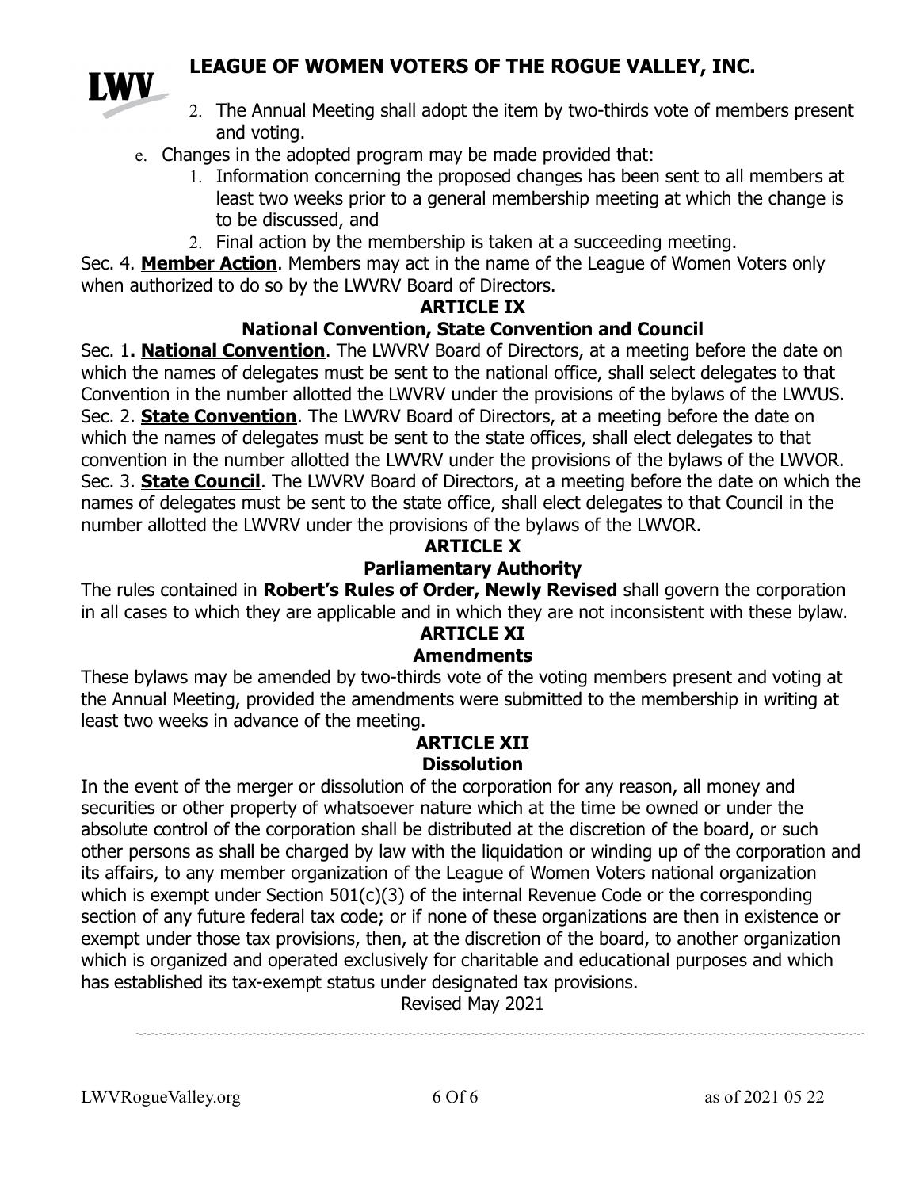2. The Annual Meeting shall adopt the item by two-thirds vote of members present and voting.

e. Changes in the adopted program may be made provided that:
   1. Information concerning the proposed changes has been sent to all members at least two weeks prior to a general membership meeting at which the change is to be discussed, and
   2. Final action by the membership is taken at a succeeding meeting.

Sec. 4. **Member Action**. Members may act in the name of the League of Women Voters only when authorized to do so by the LWVRV Board of Directors.

## ARTICLE IX

## National Convention, State Convention and Council

Sec. 1**. National Convention**. The LWVRV Board of Directors, at a meeting before the date on which the names of delegates must be sent to the national office, shall select delegates to that Convention in the number allotted the LWVRV under the provisions of the bylaws of the LWVUS.

Sec. 2. **State Convention**. The LWVRV Board of Directors, at a meeting before the date on which the names of delegates must be sent to the state offices, shall elect delegates to that convention in the number allotted the LWVRV under the provisions of the bylaws of the LWVOR.

Sec. 3. **State Council**. The LWVRV Board of Directors, at a meeting before the date on which the names of delegates must be sent to the state office, shall elect delegates to that Council in the number allotted the LWVRV under the provisions of the bylaws of the LWVOR.

## ARTICLE X

## Parliamentary Authority

The rules contained in **Robert's Rules of Order, Newly Revised** shall govern the corporation in all cases to which they are applicable and in which they are not inconsistent with these bylaw.

## ARTICLE XI

## Amendments

These bylaws may be amended by two-thirds vote of the voting members present and voting at the Annual Meeting, provided the amendments were submitted to the membership in writing at least two weeks in advance of the meeting.

## ARTICLE XII

## Dissolution

In the event of the merger or dissolution of the corporation for any reason, all money and securities or other property of whatsoever nature which at the time be owned or under the absolute control of the corporation shall be distributed at the discretion of the board, or such other persons as shall be charged by law with the liquidation or winding up of the corporation and its affairs, to any member organization of the League of Women Voters national organization which is exempt under Section 501(c)(3) of the internal Revenue Code or the corresponding section of any future federal tax code; or if none of these organizations are then in existence or exempt under those tax provisions, then, at the discretion of the board, to another organization which is organized and operated exclusively for charitable and educational purposes and which has established its tax-exempt status under designated tax provisions.

Revised May 2021